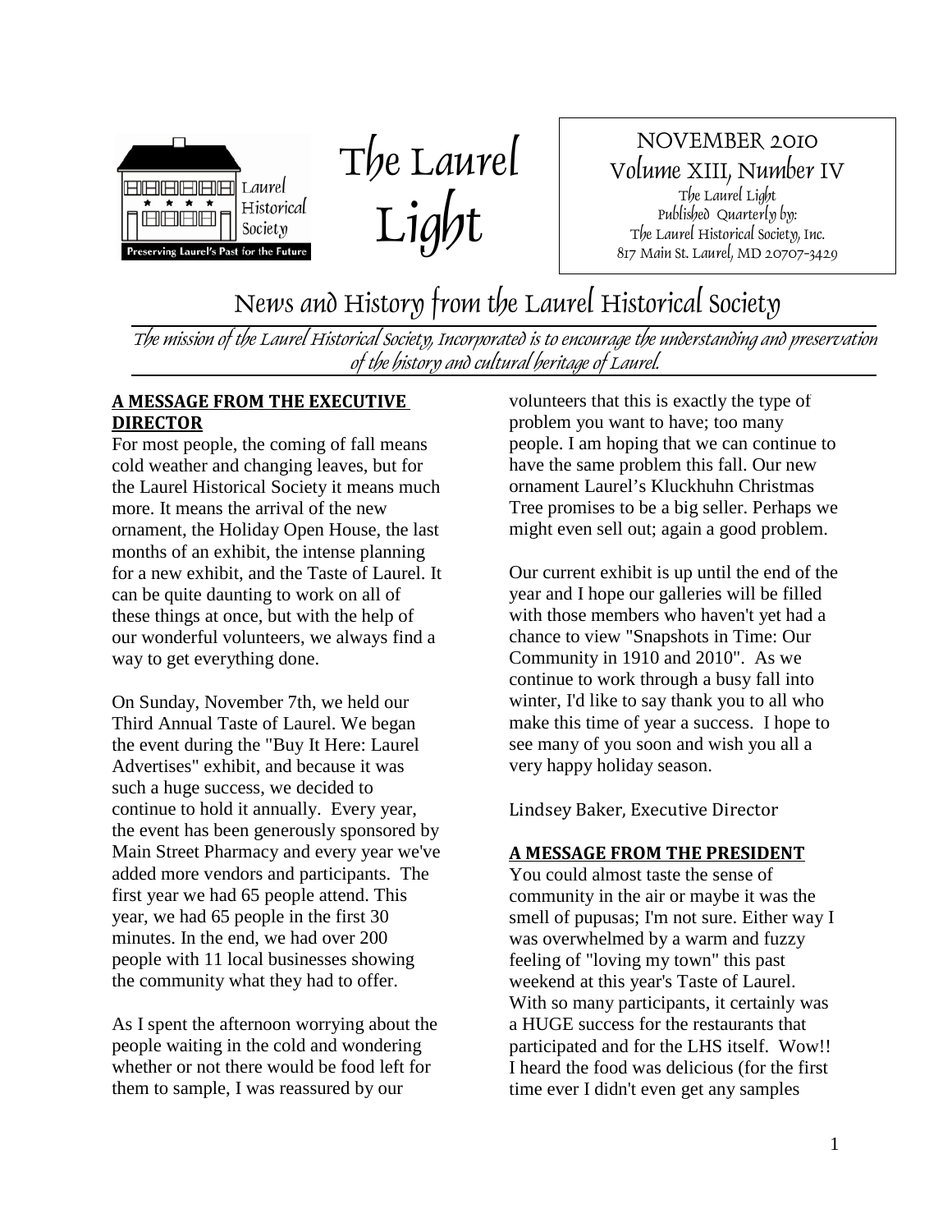Laurel Historical Society

Preserving Laurel's Past for the Future

# The Laurel Light

NOVEMBER 2010
Volume XIII, Number IV
The Laurel Light
Published Quarterly by:
The Laurel Historical Society, Inc.
817 Main St. Laurel, MD 20707-3429

## News and History from the Laurel Historical Society

*The mission of the Laurel Historical Society, Incorporated is to encourage the understanding and preservation of the history and cultural heritage of Laurel.*

### A MESSAGE FROM THE EXECUTIVE DIRECTOR

For most people, the coming of fall means cold weather and changing leaves, but for the Laurel Historical Society it means much more. It means the arrival of the new ornament, the Holiday Open House, the last months of an exhibit, the intense planning for a new exhibit, and the Taste of Laurel. It can be quite daunting to work on all of these things at once, but with the help of our wonderful volunteers, we always find a way to get everything done.

On Sunday, November 7th, we held our Third Annual Taste of Laurel. We began the event during the "Buy It Here: Laurel Advertises" exhibit, and because it was such a huge success, we decided to continue to hold it annually. Every year, the event has been generously sponsored by Main Street Pharmacy and every year we've added more vendors and participants. The first year we had 65 people attend. This year, we had 65 people in the first 30 minutes. In the end, we had over 200 people with 11 local businesses showing the community what they had to offer.

As I spent the afternoon worrying about the people waiting in the cold and wondering whether or not there would be food left for them to sample, I was reassured by our volunteers that this is exactly the type of problem you want to have; too many people. I am hoping that we can continue to have the same problem this fall. Our new ornament Laurel's Kluckhuhn Christmas Tree promises to be a big seller. Perhaps we might even sell out; again a good problem.

Our current exhibit is up until the end of the year and I hope our galleries will be filled with those members who haven't yet had a chance to view "Snapshots in Time: Our Community in 1910 and 2010". As we continue to work through a busy fall into winter, I'd like to say thank you to all who make this time of year a success. I hope to see many of you soon and wish you all a very happy holiday season.

Lindsey Baker, Executive Director

### A MESSAGE FROM THE PRESIDENT

You could almost taste the sense of community in the air or maybe it was the smell of pupusas; I'm not sure. Either way I was overwhelmed by a warm and fuzzy feeling of "loving my town" this past weekend at this year's Taste of Laurel. With so many participants, it certainly was a HUGE success for the restaurants that participated and for the LHS itself. Wow!! I heard the food was delicious (for the first time ever I didn't even get any samples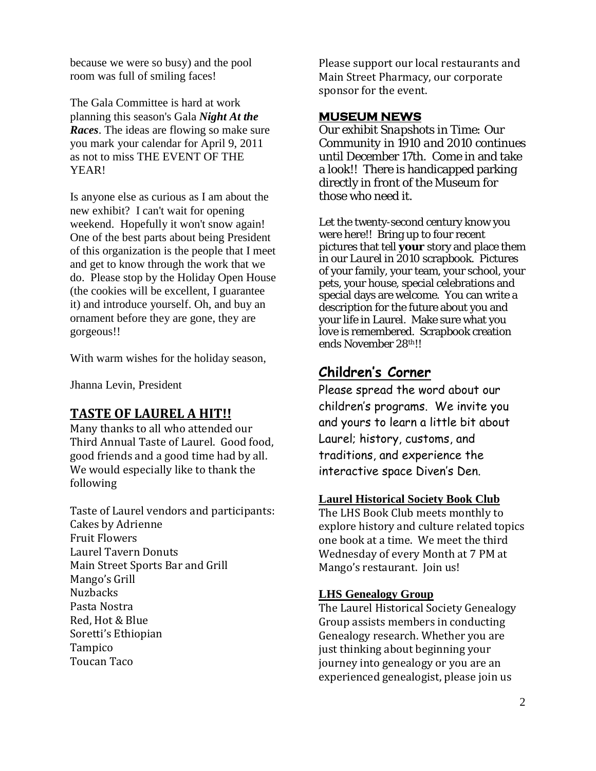because we were so busy) and the pool room was full of smiling faces!

The Gala Committee is hard at work planning this season's Gala ***Night At the Races***. The ideas are flowing so make sure you mark your calendar for April 9, 2011 as not to miss THE EVENT OF THE YEAR!

Is anyone else as curious as I am about the new exhibit? I can't wait for opening weekend. Hopefully it won't snow again! One of the best parts about being President of this organization is the people that I meet and get to know through the work that we do. Please stop by the Holiday Open House (the cookies will be excellent, I guarantee it) and introduce yourself. Oh, and buy an ornament before they are gone, they are gorgeous!!

With warm wishes for the holiday season,

Jhanna Levin, President

## TASTE OF LAUREL A HIT!!

Many thanks to all who attended our Third Annual Taste of Laurel. Good food, good friends and a good time had by all. We would especially like to thank the following

Taste of Laurel vendors and participants:
Cakes by Adrienne
Fruit Flowers
Laurel Tavern Donuts
Main Street Sports Bar and Grill
Mango's Grill
Nuzbacks
Pasta Nostra
Red, Hot & Blue
Soretti's Ethiopian
Tampico
Toucan Taco

Please support our local restaurants and Main Street Pharmacy, our corporate sponsor for the event.

## MUSEUM NEWS

Our exhibit *Snapshots in Time: Our Community in 1910 and 2010* continues until December 17th. Come in and take a look!! There is handicapped parking directly in front of the Museum for those who need it.

Let the twenty-second century know you were here!! Bring up to four recent pictures that tell **your** story and place them in our *Laurel in 2010* scrapbook. Pictures of your family, your team, your school, your pets, your house, special celebrations and special days are welcome. You can write a description for the future about you and your life in Laurel. Make sure what you love is remembered. Scrapbook creation ends November 28th!!

## Children's Corner

Please spread the word about our children's programs. We invite you and yours to learn a little bit about Laurel; history, customs, and traditions, and experience the interactive space Diven's Den.

### Laurel Historical Society Book Club

The LHS Book Club meets monthly to explore history and culture related topics one book at a time. We meet the third Wednesday of every Month at 7 PM at Mango's restaurant. Join us!

### LHS Genealogy Group

The Laurel Historical Society Genealogy Group assists members in conducting Genealogy research. Whether you are just thinking about beginning your journey into genealogy or you are an experienced genealogist, please join us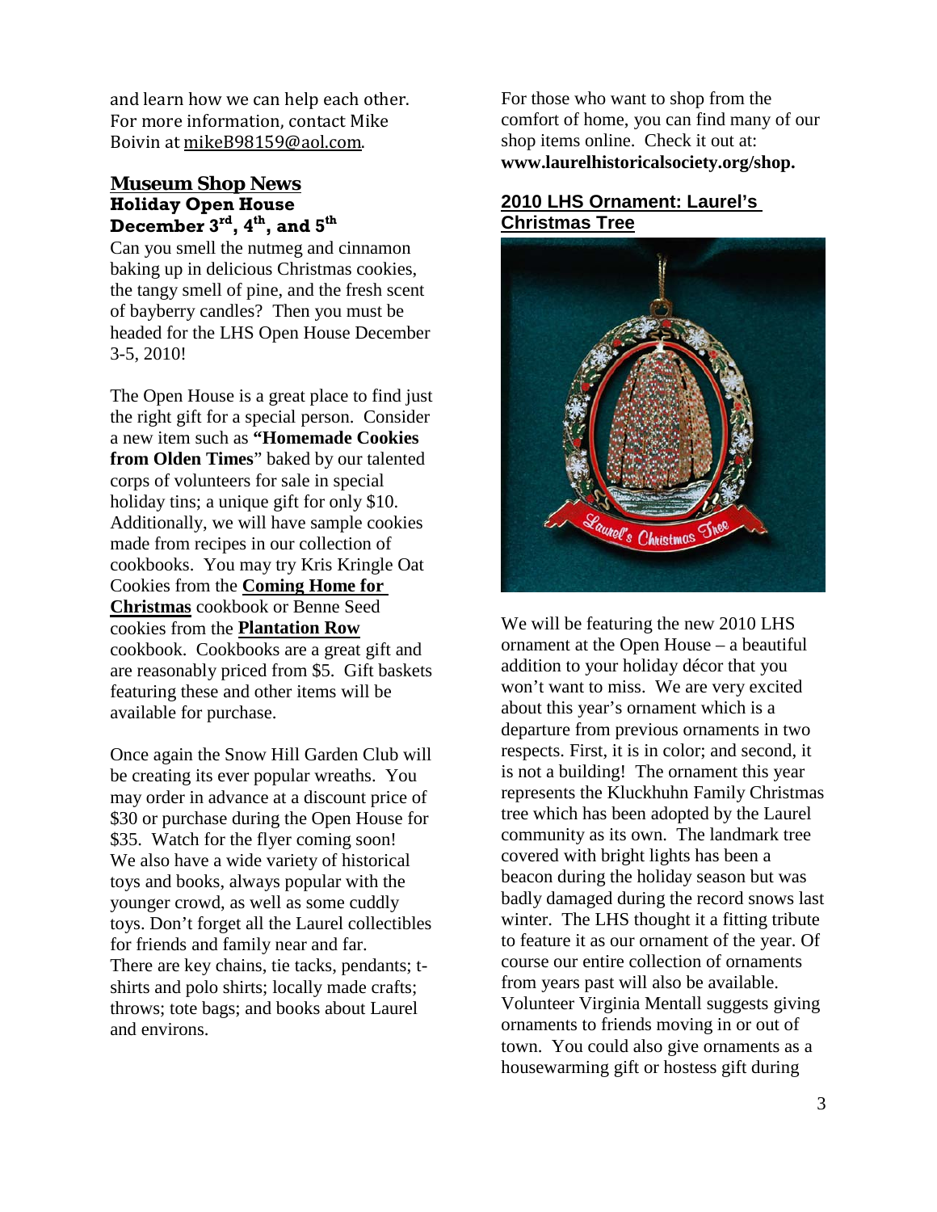and learn how we can help each other. For more information, contact Mike Boivin at mikeB98159@aol.com.

## Museum Shop News

### Holiday Open House
### December 3rd, 4th, and 5th

Can you smell the nutmeg and cinnamon baking up in delicious Christmas cookies, the tangy smell of pine, and the fresh scent of bayberry candles? Then you must be headed for the LHS Open House December 3-5, 2010!

The Open House is a great place to find just the right gift for a special person. Consider a new item such as **"Homemade Cookies from Olden Times**" baked by our talented corps of volunteers for sale in special holiday tins; a unique gift for only $10. Additionally, we will have sample cookies made from recipes in our collection of cookbooks. You may try Kris Kringle Oat Cookies from the **Coming Home for Christmas** cookbook or Benne Seed cookies from the **Plantation Row** cookbook. Cookbooks are a great gift and are reasonably priced from $5. Gift baskets featuring these and other items will be available for purchase.

Once again the Snow Hill Garden Club will be creating its ever popular wreaths. You may order in advance at a discount price of $30 or purchase during the Open House for $35. Watch for the flyer coming soon! We also have a wide variety of historical toys and books, always popular with the younger crowd, as well as some cuddly toys. Don't forget all the Laurel collectibles for friends and family near and far. There are key chains, tie tacks, pendants; t-shirts and polo shirts; locally made crafts; throws; tote bags; and books about Laurel and environs.

For those who want to shop from the comfort of home, you can find many of our shop items online. Check it out at: **www.laurelhistoricalsociety.org/shop.**

### 2010 LHS Ornament: Laurel's Christmas Tree

We will be featuring the new 2010 LHS ornament at the Open House – a beautiful addition to your holiday décor that you won't want to miss. We are very excited about this year's ornament which is a departure from previous ornaments in two respects. First, it is in color; and second, it is not a building! The ornament this year represents the Kluckhuhn Family Christmas tree which has been adopted by the Laurel community as its own. The landmark tree covered with bright lights has been a beacon during the holiday season but was badly damaged during the record snows last winter. The LHS thought it a fitting tribute to feature it as our ornament of the year. Of course our entire collection of ornaments from years past will also be available. Volunteer Virginia Mentall suggests giving ornaments to friends moving in or out of town. You could also give ornaments as a housewarming gift or hostess gift during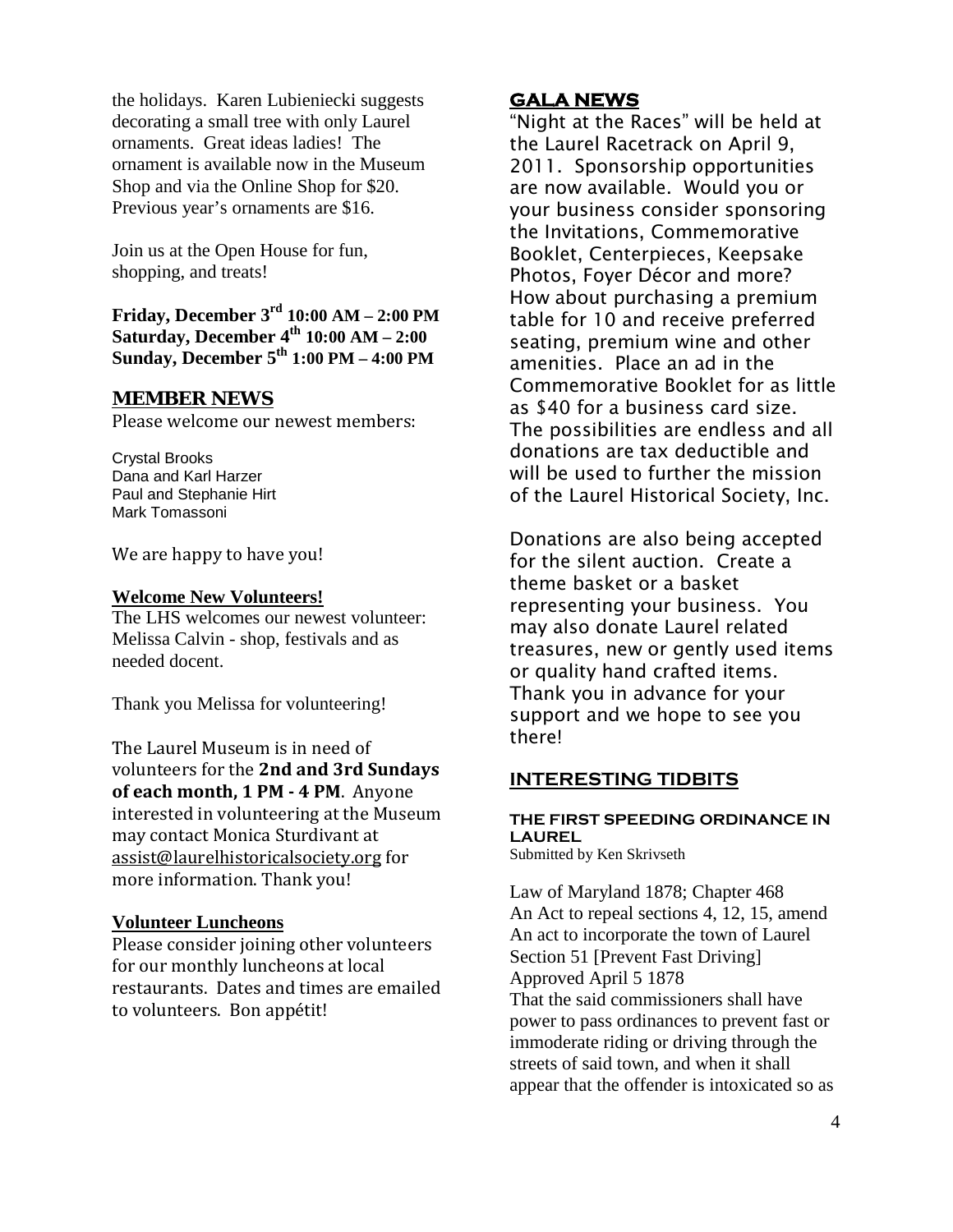the holidays. Karen Lubieniecki suggests decorating a small tree with only Laurel ornaments. Great ideas ladies! The ornament is available now in the Museum Shop and via the Online Shop for $20. Previous year's ornaments are $16.

Join us at the Open House for fun, shopping, and treats!

**Friday, December 3rd 10:00 AM – 2:00 PM**
**Saturday, December 4th 10:00 AM – 2:00**
**Sunday, December 5th 1:00 PM – 4:00 PM**

## MEMBER NEWS

Please welcome our newest members:

Crystal Brooks
Dana and Karl Harzer
Paul and Stephanie Hirt
Mark Tomassoni

We are happy to have you!

**Welcome New Volunteers!**

The LHS welcomes our newest volunteer: Melissa Calvin - shop, festivals and as needed docent.

Thank you Melissa for volunteering!

The Laurel Museum is in need of volunteers for the **2nd and 3rd Sundays of each month, 1 PM - 4 PM**. Anyone interested in volunteering at the Museum may contact Monica Sturdivant at assist@laurelhistoricalsociety.org for more information. Thank you!

**Volunteer Luncheons**

Please consider joining other volunteers for our monthly luncheons at local restaurants. Dates and times are emailed to volunteers. Bon appétit!

## GALA NEWS

"Night at the Races" will be held at the Laurel Racetrack on April 9, 2011. Sponsorship opportunities are now available. Would you or your business consider sponsoring the Invitations, Commemorative Booklet, Centerpieces, Keepsake Photos, Foyer Décor and more? How about purchasing a premium table for 10 and receive preferred seating, premium wine and other amenities. Place an ad in the Commemorative Booklet for as little as $40 for a business card size. The possibilities are endless and all donations are tax deductible and will be used to further the mission of the Laurel Historical Society, Inc.

Donations are also being accepted for the silent auction. Create a theme basket or a basket representing your business. You may also donate Laurel related treasures, new or gently used items or quality hand crafted items. Thank you in advance for your support and we hope to see you there!

## INTERESTING TIDBITS

### THE FIRST SPEEDING ORDINANCE IN LAUREL

Submitted by Ken Skrivseth

Law of Maryland 1878; Chapter 468
An Act to repeal sections 4, 12, 15, amend
An act to incorporate the town of Laurel
Section 51 [Prevent Fast Driving]
Approved April 5 1878
That the said commissioners shall have power to pass ordinances to prevent fast or immoderate riding or driving through the streets of said town, and when it shall appear that the offender is intoxicated so as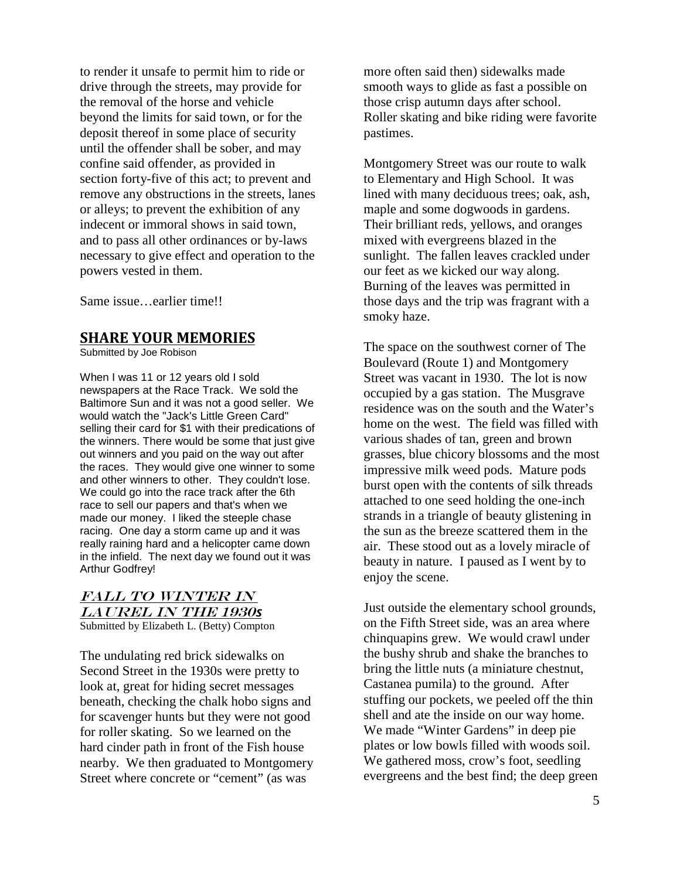to render it unsafe to permit him to ride or drive through the streets, may provide for the removal of the horse and vehicle beyond the limits for said town, or for the deposit thereof in some place of security until the offender shall be sober, and may confine said offender, as provided in section forty-five of this act; to prevent and remove any obstructions in the streets, lanes or alleys; to prevent the exhibition of any indecent or immoral shows in said town, and to pass all other ordinances or by-laws necessary to give effect and operation to the powers vested in them.

Same issue…earlier time!!

## SHARE YOUR MEMORIES

Submitted by Joe Robison

When I was 11 or 12 years old I sold newspapers at the Race Track. We sold the Baltimore Sun and it was not a good seller. We would watch the "Jack's Little Green Card" selling their card for $1 with their predications of the winners. There would be some that just give out winners and you paid on the way out after the races. They would give one winner to some and other winners to other. They couldn't lose. We could go into the race track after the 6th race to sell our papers and that's when we made our money. I liked the steeple chase racing. One day a storm came up and it was really raining hard and a helicopter came down in the infield. The next day we found out it was Arthur Godfrey!

## *FALL TO WINTER IN LAUREL IN THE 1930s*

Submitted by Elizabeth L. (Betty) Compton

The undulating red brick sidewalks on Second Street in the 1930s were pretty to look at, great for hiding secret messages beneath, checking the chalk hobo signs and for scavenger hunts but they were not good for roller skating. So we learned on the hard cinder path in front of the Fish house nearby. We then graduated to Montgomery Street where concrete or "cement" (as was more often said then) sidewalks made smooth ways to glide as fast a possible on those crisp autumn days after school. Roller skating and bike riding were favorite pastimes.

Montgomery Street was our route to walk to Elementary and High School. It was lined with many deciduous trees; oak, ash, maple and some dogwoods in gardens. Their brilliant reds, yellows, and oranges mixed with evergreens blazed in the sunlight. The fallen leaves crackled under our feet as we kicked our way along. Burning of the leaves was permitted in those days and the trip was fragrant with a smoky haze.

The space on the southwest corner of The Boulevard (Route 1) and Montgomery Street was vacant in 1930. The lot is now occupied by a gas station. The Musgrave residence was on the south and the Water's home on the west. The field was filled with various shades of tan, green and brown grasses, blue chicory blossoms and the most impressive milk weed pods. Mature pods burst open with the contents of silk threads attached to one seed holding the one-inch strands in a triangle of beauty glistening in the sun as the breeze scattered them in the air. These stood out as a lovely miracle of beauty in nature. I paused as I went by to enjoy the scene.

Just outside the elementary school grounds, on the Fifth Street side, was an area where chinquapins grew. We would crawl under the bushy shrub and shake the branches to bring the little nuts (a miniature chestnut, Castanea pumila) to the ground. After stuffing our pockets, we peeled off the thin shell and ate the inside on our way home. We made "Winter Gardens" in deep pie plates or low bowls filled with woods soil. We gathered moss, crow's foot, seedling evergreens and the best find; the deep green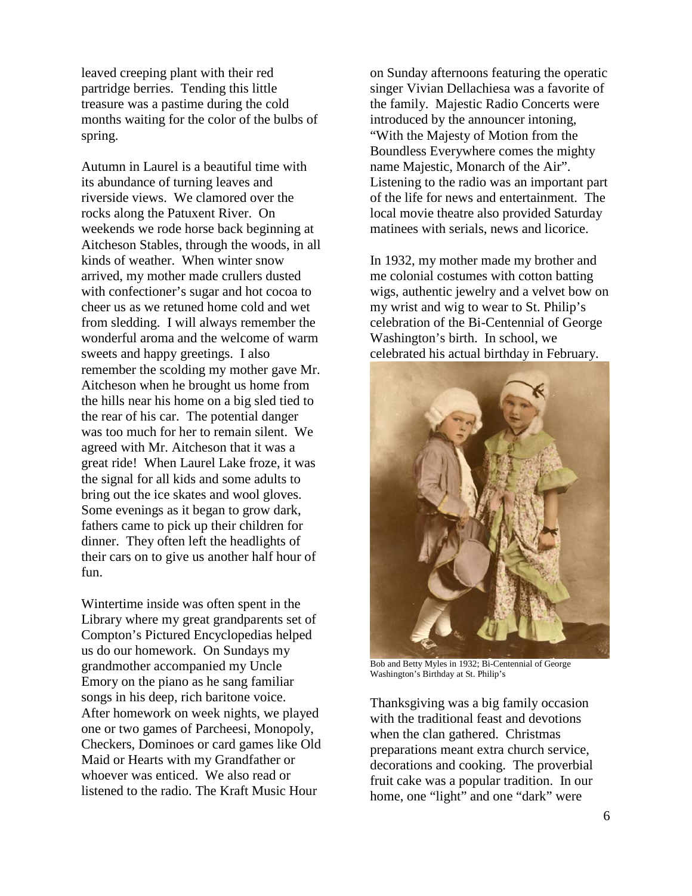leaved creeping plant with their red partridge berries. Tending this little treasure was a pastime during the cold months waiting for the color of the bulbs of spring.

Autumn in Laurel is a beautiful time with its abundance of turning leaves and riverside views. We clamored over the rocks along the Patuxent River. On weekends we rode horse back beginning at Aitcheson Stables, through the woods, in all kinds of weather. When winter snow arrived, my mother made crullers dusted with confectioner's sugar and hot cocoa to cheer us as we retuned home cold and wet from sledding. I will always remember the wonderful aroma and the welcome of warm sweets and happy greetings. I also remember the scolding my mother gave Mr. Aitcheson when he brought us home from the hills near his home on a big sled tied to the rear of his car. The potential danger was too much for her to remain silent. We agreed with Mr. Aitcheson that it was a great ride! When Laurel Lake froze, it was the signal for all kids and some adults to bring out the ice skates and wool gloves. Some evenings as it began to grow dark, fathers came to pick up their children for dinner. They often left the headlights of their cars on to give us another half hour of fun.

Wintertime inside was often spent in the Library where my great grandparents set of Compton's Pictured Encyclopedias helped us do our homework. On Sundays my grandmother accompanied my Uncle Emory on the piano as he sang familiar songs in his deep, rich baritone voice. After homework on week nights, we played one or two games of Parcheesi, Monopoly, Checkers, Dominoes or card games like Old Maid or Hearts with my Grandfather or whoever was enticed. We also read or listened to the radio. The Kraft Music Hour on Sunday afternoons featuring the operatic singer Vivian Dellachiesa was a favorite of the family. Majestic Radio Concerts were introduced by the announcer intoning, "With the Majesty of Motion from the Boundless Everywhere comes the mighty name Majestic, Monarch of the Air". Listening to the radio was an important part of the life for news and entertainment. The local movie theatre also provided Saturday matinees with serials, news and licorice.

In 1932, my mother made my brother and me colonial costumes with cotton batting wigs, authentic jewelry and a velvet bow on my wrist and wig to wear to St. Philip's celebration of the Bi-Centennial of George Washington's birth. In school, we celebrated his actual birthday in February.

Bob and Betty Myles in 1932; Bi-Centennial of George Washington's Birthday at St. Philip's

Thanksgiving was a big family occasion with the traditional feast and devotions when the clan gathered. Christmas preparations meant extra church service, decorations and cooking. The proverbial fruit cake was a popular tradition. In our home, one "light" and one "dark" were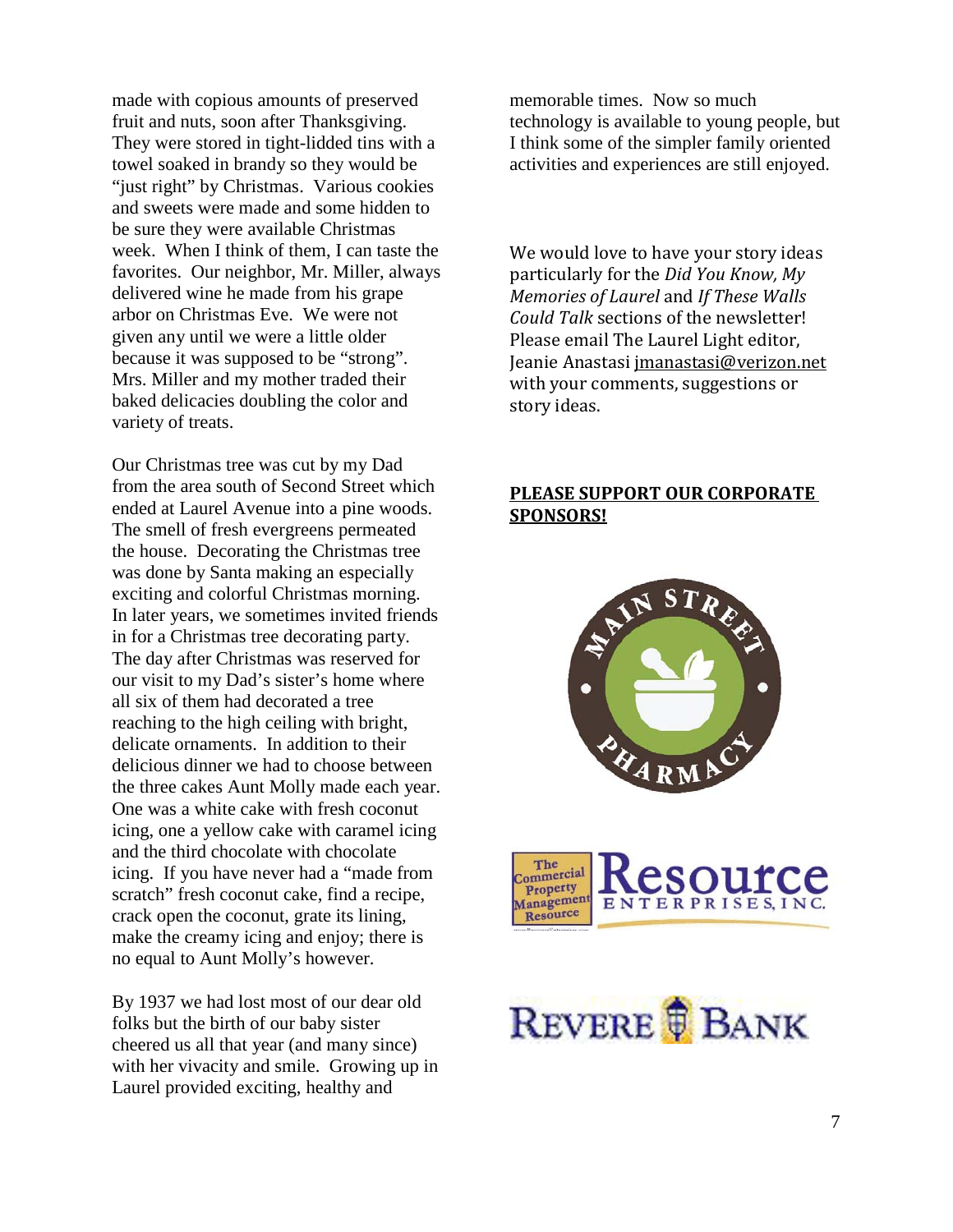made with copious amounts of preserved fruit and nuts, soon after Thanksgiving. They were stored in tight-lidded tins with a towel soaked in brandy so they would be "just right" by Christmas. Various cookies and sweets were made and some hidden to be sure they were available Christmas week. When I think of them, I can taste the favorites. Our neighbor, Mr. Miller, always delivered wine he made from his grape arbor on Christmas Eve. We were not given any until we were a little older because it was supposed to be "strong". Mrs. Miller and my mother traded their baked delicacies doubling the color and variety of treats.

Our Christmas tree was cut by my Dad from the area south of Second Street which ended at Laurel Avenue into a pine woods. The smell of fresh evergreens permeated the house. Decorating the Christmas tree was done by Santa making an especially exciting and colorful Christmas morning. In later years, we sometimes invited friends in for a Christmas tree decorating party. The day after Christmas was reserved for our visit to my Dad's sister's home where all six of them had decorated a tree reaching to the high ceiling with bright, delicate ornaments. In addition to their delicious dinner we had to choose between the three cakes Aunt Molly made each year. One was a white cake with fresh coconut icing, one a yellow cake with caramel icing and the third chocolate with chocolate icing. If you have never had a "made from scratch" fresh coconut cake, find a recipe, crack open the coconut, grate its lining, make the creamy icing and enjoy; there is no equal to Aunt Molly's however.

By 1937 we had lost most of our dear old folks but the birth of our baby sister cheered us all that year (and many since) with her vivacity and smile. Growing up in Laurel provided exciting, healthy and memorable times. Now so much technology is available to young people, but I think some of the simpler family oriented activities and experiences are still enjoyed.

We would love to have your story ideas particularly for the *Did You Know, My Memories of Laurel* and *If These Walls Could Talk* sections of the newsletter! Please email The Laurel Light editor, Jeanie Anastasi jmanastasi@verizon.net with your comments, suggestions or story ideas.

**PLEASE SUPPORT OUR CORPORATE SPONSORS!**

Main Street Pharmacy

The Commercial Property Management Resource — Resource Enterprises, Inc.

Revere Bank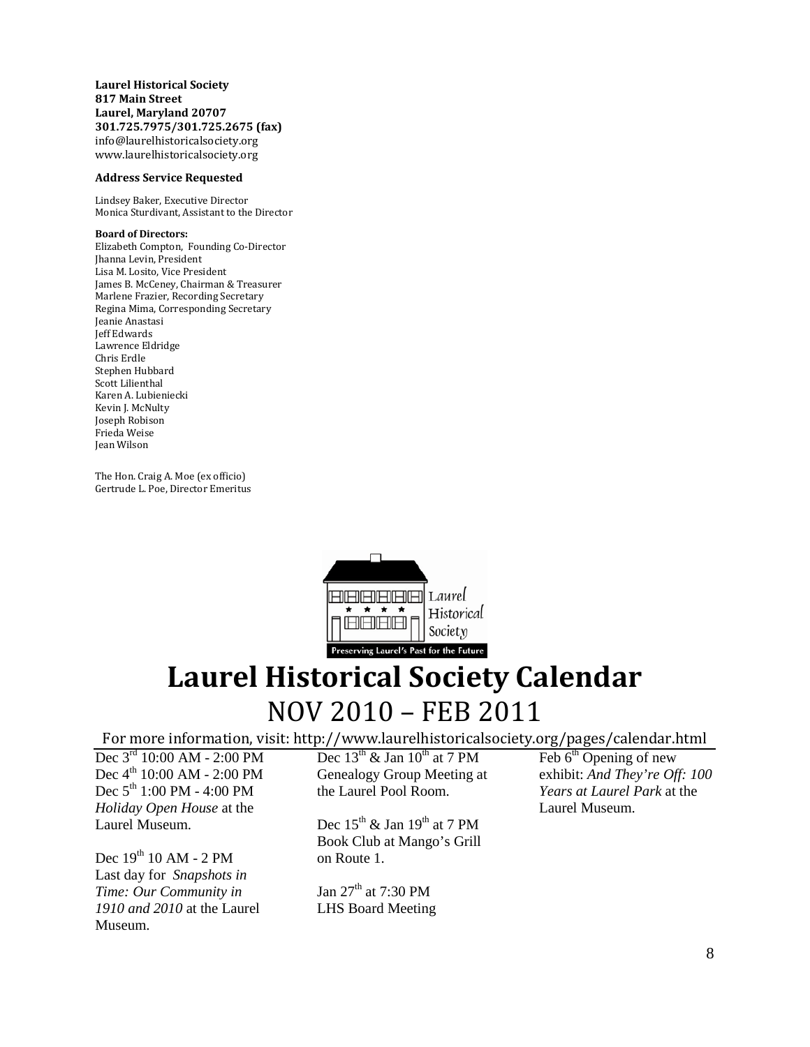**Laurel Historical Society**
**817 Main Street**
**Laurel, Maryland 20707**
**301.725.7975/301.725.2675 (fax)**
info@laurelhistoricalsociety.org
www.laurelhistoricalsociety.org

**Address Service Requested**

Lindsey Baker, Executive Director
Monica Sturdivant, Assistant to the Director

**Board of Directors:**
Elizabeth Compton, Founding Co-Director
Jhanna Levin, President
Lisa M. Losito, Vice President
James B. McCeney, Chairman & Treasurer
Marlene Frazier, Recording Secretary
Regina Mima, Corresponding Secretary
Jeanie Anastasi
Jeff Edwards
Lawrence Eldridge
Chris Erdle
Stephen Hubbard
Scott Lilienthal
Karen A. Lubieniecki
Kevin J. McNulty
Joseph Robison
Frieda Weise
Jean Wilson

The Hon. Craig A. Moe (ex officio)
Gertrude L. Poe, Director Emeritus

Laurel Historical Society
Preserving Laurel's Past for the Future

# Laurel Historical Society Calendar

## NOV 2010 – FEB 2011

For more information, visit: http://www.laurelhistoricalsociety.org/pages/calendar.html

Dec 3rd 10:00 AM - 2:00 PM
Dec 4th 10:00 AM - 2:00 PM
Dec 5th 1:00 PM - 4:00 PM
*Holiday Open House* at the Laurel Museum.

Dec 19th 10 AM - 2 PM
Last day for *Snapshots in Time: Our Community in 1910 and 2010* at the Laurel Museum.

Dec 13th & Jan 10th at 7 PM
Genealogy Group Meeting at the Laurel Pool Room.

Dec 15th & Jan 19th at 7 PM
Book Club at Mango's Grill on Route 1.

Jan 27th at 7:30 PM
LHS Board Meeting

Feb 6th Opening of new exhibit: *And They're Off: 100 Years at Laurel Park* at the Laurel Museum.